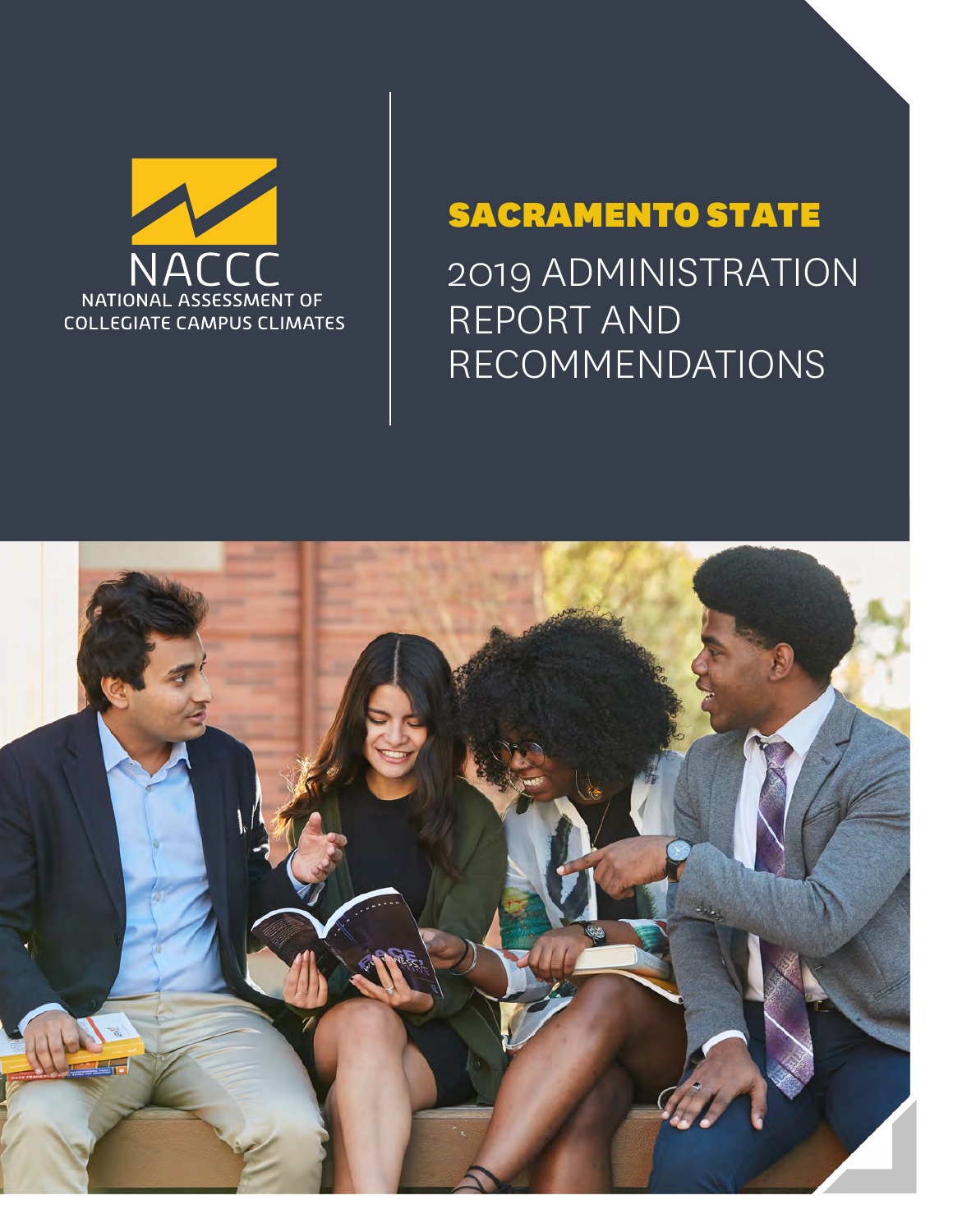NACCC

NATIONAL ASSESSMENT OF COLLEGIATE CAMPUS CLIMATES

# SACRAMENTO STATE

## 2019 ADMINISTRATION REPORT AND RECOMMENDATIONS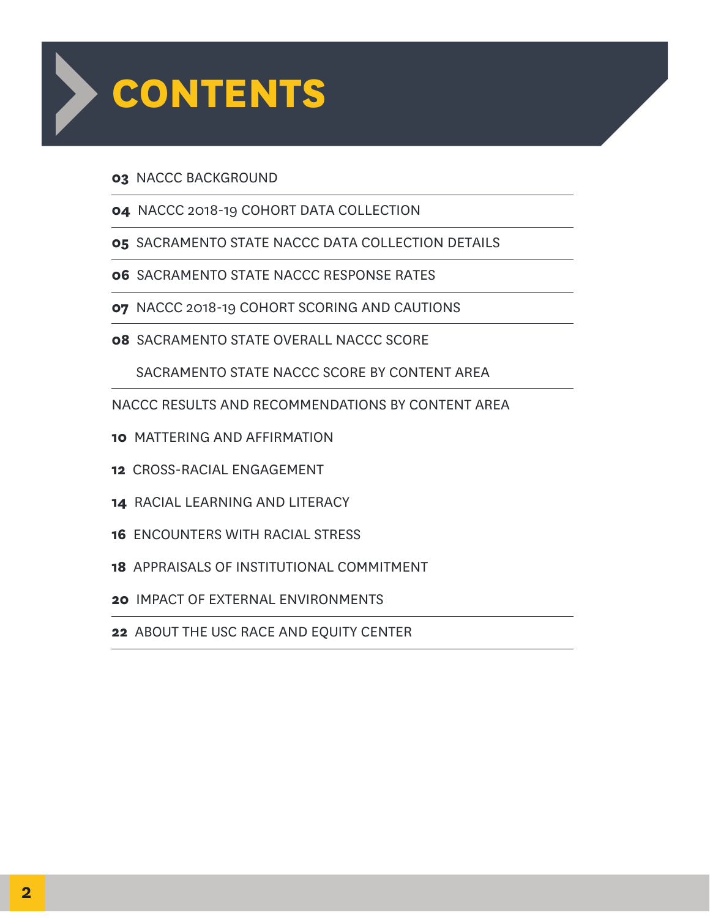# CONTENTS

**03** NACCC BACKGROUND

**04** NACCC 2018-19 COHORT DATA COLLECTION

**05** SACRAMENTO STATE NACCC DATA COLLECTION DETAILS

**06** SACRAMENTO STATE NACCC RESPONSE RATES

**07** NACCC 2018-19 COHORT SCORING AND CAUTIONS

**08** SACRAMENTO STATE OVERALL NACCC SCORE

SACRAMENTO STATE NACCC SCORE BY CONTENT AREA

NACCC RESULTS AND RECOMMENDATIONS BY CONTENT AREA

**10** MATTERING AND AFFIRMATION

**12** CROSS-RACIAL ENGAGEMENT

**14** RACIAL LEARNING AND LITERACY

**16** ENCOUNTERS WITH RACIAL STRESS

**18** APPRAISALS OF INSTITUTIONAL COMMITMENT

**20** IMPACT OF EXTERNAL ENVIRONMENTS

**22** ABOUT THE USC RACE AND EQUITY CENTER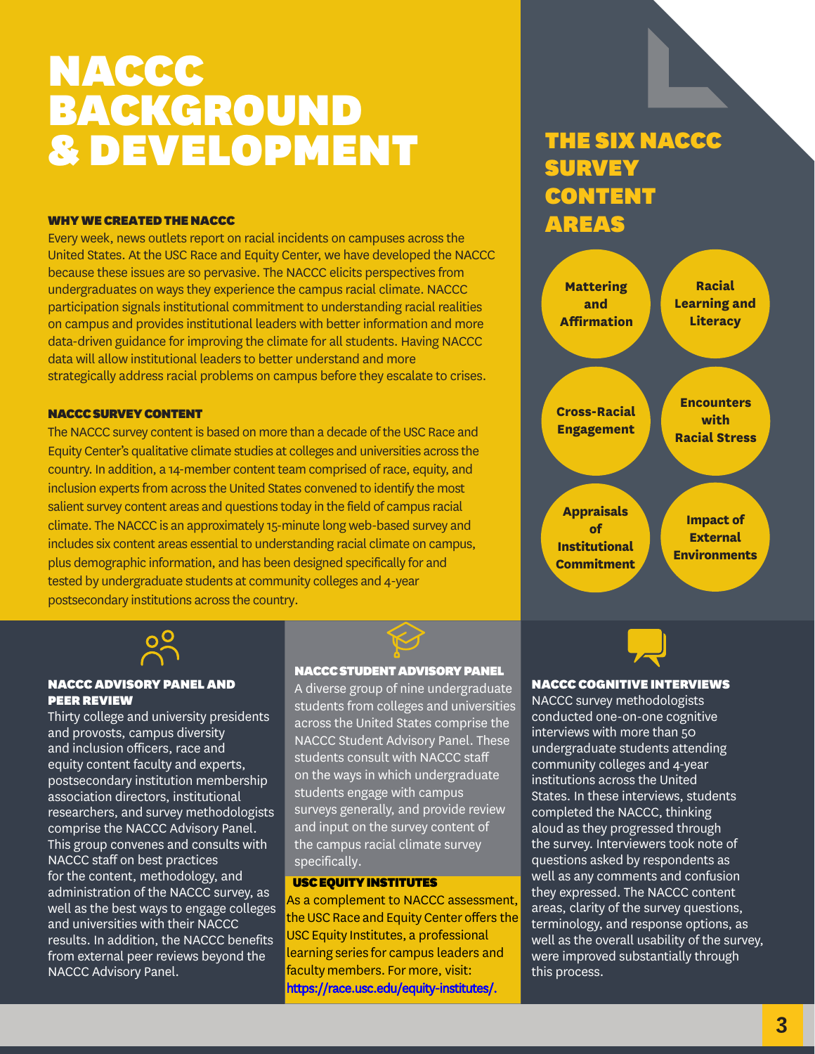# NACCC BACKGROUND & DEVELOPMENT

### WHY WE CREATED THE NACCC

Every week, news outlets report on racial incidents on campuses across the United States. At the USC Race and Equity Center, we have developed the NACCC because these issues are so pervasive. The NACCC elicits perspectives from undergraduates on ways they experience the campus racial climate. NACCC participation signals institutional commitment to understanding racial realities on campus and provides institutional leaders with better information and more data-driven guidance for improving the climate for all students. Having NACCC data will allow institutional leaders to better understand and more strategically address racial problems on campus before they escalate to crises.

### NACCC SURVEY CONTENT

The NACCC survey content is based on more than a decade of the USC Race and Equity Center's qualitative climate studies at colleges and universities across the country. In addition, a 14-member content team comprised of race, equity, and inclusion experts from across the United States convened to identify the most salient survey content areas and questions today in the field of campus racial climate. The NACCC is an approximately 15-minute long web-based survey and includes six content areas essential to understanding racial climate on campus, plus demographic information, and has been designed specifically for and tested by undergraduate students at community colleges and 4-year postsecondary institutions across the country.

## THE SIX NACCC SURVEY CONTENT AREAS

- Mattering and Affirmation
- Racial Learning and Literacy
- Cross-Racial Engagement
- Encounters with Racial Stress
- Appraisals of Institutional Commitment
- Impact of External Environments

### NACCC ADVISORY PANEL AND PEER REVIEW

Thirty college and university presidents and provosts, campus diversity and inclusion officers, race and equity content faculty and experts, postsecondary institution membership association directors, institutional researchers, and survey methodologists comprise the NACCC Advisory Panel. This group convenes and consults with NACCC staff on best practices for the content, methodology, and administration of the NACCC survey, as well as the best ways to engage colleges and universities with their NACCC results. In addition, the NACCC benefits from external peer reviews beyond the NACCC Advisory Panel.

### NACCC STUDENT ADVISORY PANEL

A diverse group of nine undergraduate students from colleges and universities across the United States comprise the NACCC Student Advisory Panel. These students consult with NACCC staff on the ways in which undergraduate students engage with campus surveys generally, and provide review and input on the survey content of the campus racial climate survey specifically.

### USC EQUITY INSTITUTES

As a complement to NACCC assessment, the USC Race and Equity Center offers the USC Equity Institutes, a professional learning series for campus leaders and faculty members. For more, visit: https://race.usc.edu/equity-institutes/.

### NACCC COGNITIVE INTERVIEWS

NACCC survey methodologists conducted one-on-one cognitive interviews with more than 50 undergraduate students attending community colleges and 4-year institutions across the United States. In these interviews, students completed the NACCC, thinking aloud as they progressed through the survey. Interviewers took note of questions asked by respondents as well as any comments and confusion they expressed. The NACCC content areas, clarity of the survey questions, terminology, and response options, as well as the overall usability of the survey, were improved substantially through this process.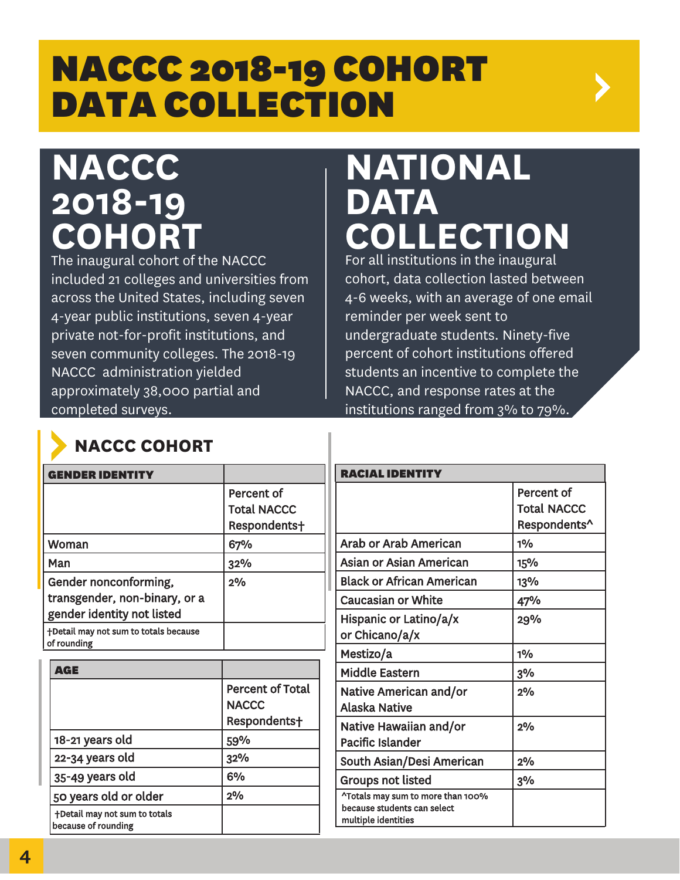# NACCC 2018-19 COHORT DATA COLLECTION

## NACCC 2018-19 COHORT

The inaugural cohort of the NACCC included 21 colleges and universities from across the United States, including seven 4-year public institutions, seven 4-year private not-for-profit institutions, and seven community colleges. The 2018-19 NACCC administration yielded approximately 38,000 partial and completed surveys.

## NATIONAL DATA COLLECTION

For all institutions in the inaugural cohort, data collection lasted between 4-6 weeks, with an average of one email reminder per week sent to undergraduate students. Ninety-five percent of cohort institutions offered students an incentive to complete the NACCC, and response rates at the institutions ranged from 3% to 79%.

### NACCC COHORT

| GENDER IDENTITY | Percent of Total NACCC Respondents† |
|---|---|
| Woman | 67% |
| Man | 32% |
| Gender nonconforming, transgender, non-binary, or a gender identity not listed | 2% |
| †Detail may not sum to totals because of rounding | |

| AGE | Percent of Total NACCC Respondents† |
|---|---|
| 18-21 years old | 59% |
| 22-34 years old | 32% |
| 35-49 years old | 6% |
| 50 years old or older | 2% |
| †Detail may not sum to totals because of rounding | |

| RACIAL IDENTITY | Percent of Total NACCC Respondents^ |
|---|---|
| Arab or Arab American | 1% |
| Asian or Asian American | 15% |
| Black or African American | 13% |
| Caucasian or White | 47% |
| Hispanic or Latino/a/x or Chicano/a/x | 29% |
| Mestizo/a | 1% |
| Middle Eastern | 3% |
| Native American and/or Alaska Native | 2% |
| Native Hawaiian and/or Pacific Islander | 2% |
| South Asian/Desi American | 2% |
| Groups not listed | 3% |
| ^Totals may sum to more than 100% because students can select multiple identities | |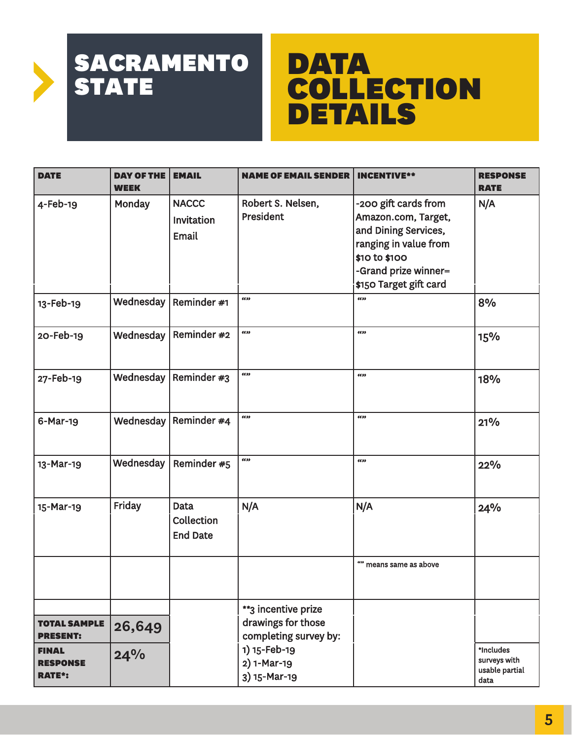# SACRAMENTO STATE

# DATA COLLECTION DETAILS

| DATE | DAY OF THE WEEK | EMAIL | NAME OF EMAIL SENDER | INCENTIVE** | RESPONSE RATE |
|---|---|---|---|---|---|
| 4-Feb-19 | Monday | NACCC Invitation Email | Robert S. Nelsen, President | -200 gift cards from Amazon.com, Target, and Dining Services, ranging in value from $10 to $100<br>-Grand prize winner= $150 Target gift card | N/A |
| 13-Feb-19 | Wednesday | Reminder #1 | "" | "" | 8% |
| 20-Feb-19 | Wednesday | Reminder #2 | "" | "" | 15% |
| 27-Feb-19 | Wednesday | Reminder #3 | "" | "" | 18% |
| 6-Mar-19 | Wednesday | Reminder #4 | "" | "" | 21% |
| 13-Mar-19 | Wednesday | Reminder #5 | "" | "" | 22% |
| 15-Mar-19 | Friday | Data Collection End Date | N/A | N/A | 24% |
| | | | | "" means same as above | |
| TOTAL SAMPLE PRESENT: | 26,649 | | **3 incentive prize drawings for those completing survey by:<br>1) 15-Feb-19<br>2) 1-Mar-19<br>3) 15-Mar-19 | | |
| FINAL RESPONSE RATE*: | 24% | | | | *Includes surveys with usable partial data |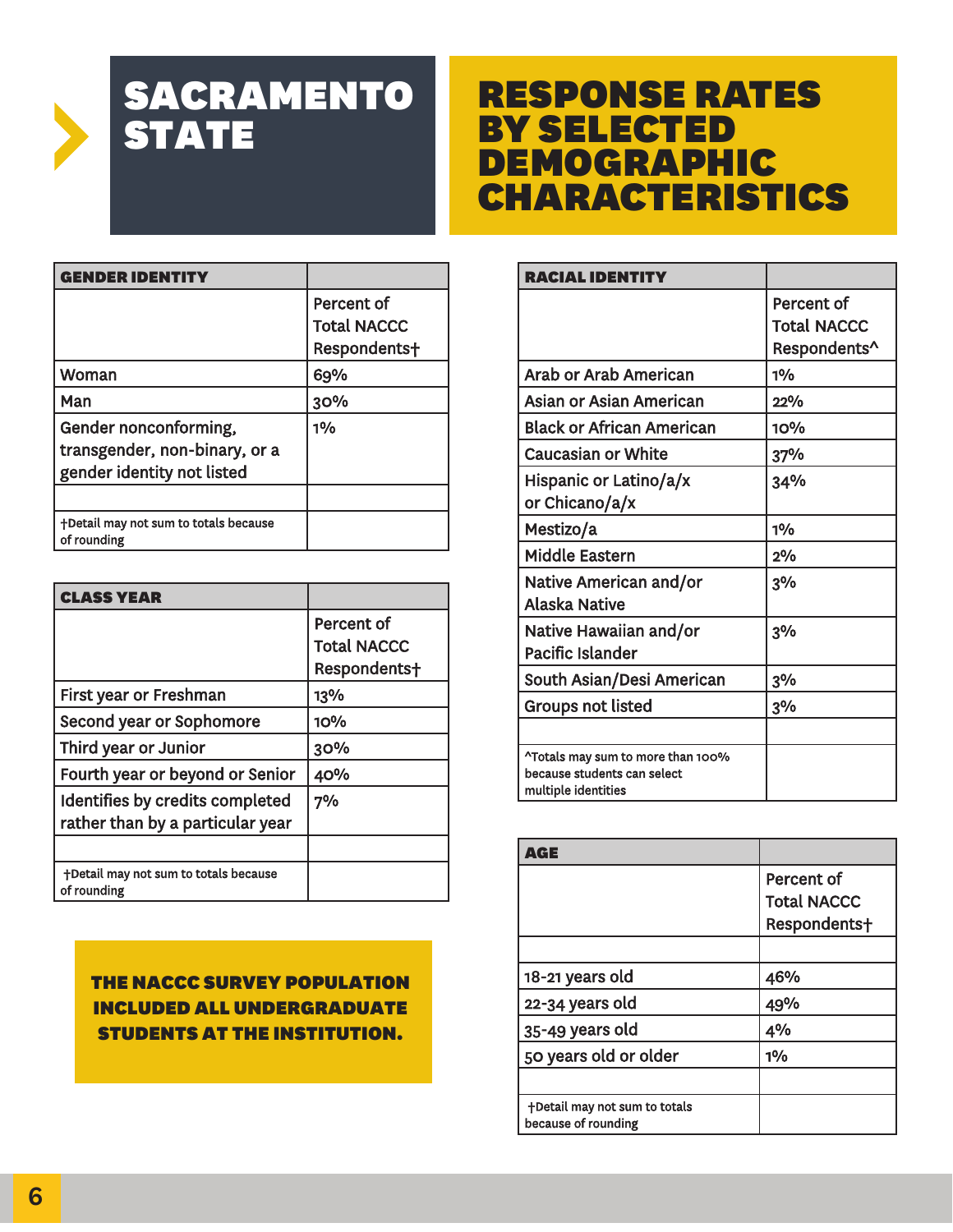# SACRAMENTO STATE

# RESPONSE RATES BY SELECTED DEMOGRAPHIC CHARACTERISTICS

| GENDER IDENTITY | Percent of Total NACCC Respondents† |
|---|---|
| Woman | 69% |
| Man | 30% |
| Gender nonconforming, transgender, non-binary, or a gender identity not listed | 1% |
| | |
| †Detail may not sum to totals because of rounding | |

| CLASS YEAR | Percent of Total NACCC Respondents† |
|---|---|
| First year or Freshman | 13% |
| Second year or Sophomore | 10% |
| Third year or Junior | 30% |
| Fourth year or beyond or Senior | 40% |
| Identifies by credits completed rather than by a particular year | 7% |
| | |
| †Detail may not sum to totals because of rounding | |

**THE NACCC SURVEY POPULATION INCLUDED ALL UNDERGRADUATE STUDENTS AT THE INSTITUTION.**

| RACIAL IDENTITY | Percent of Total NACCC Respondents^ |
|---|---|
| Arab or Arab American | 1% |
| Asian or Asian American | 22% |
| Black or African American | 10% |
| Caucasian or White | 37% |
| Hispanic or Latino/a/x or Chicano/a/x | 34% |
| Mestizo/a | 1% |
| Middle Eastern | 2% |
| Native American and/or Alaska Native | 3% |
| Native Hawaiian and/or Pacific Islander | 3% |
| South Asian/Desi American | 3% |
| Groups not listed | 3% |
| | |
| ^Totals may sum to more than 100% because students can select multiple identities | |

| AGE | Percent of Total NACCC Respondents† |
|---|---|
| | |
| 18-21 years old | 46% |
| 22-34 years old | 49% |
| 35-49 years old | 4% |
| 50 years old or older | 1% |
| | |
| †Detail may not sum to totals because of rounding | |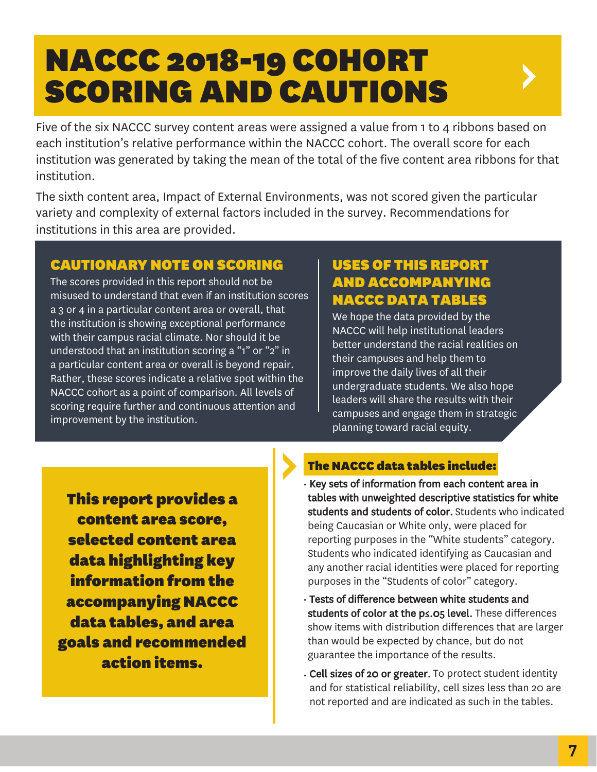# NACCC 2018-19 COHORT SCORING AND CAUTIONS

Five of the six NACCC survey content areas were assigned a value from 1 to 4 ribbons based on each institution's relative performance within the NACCC cohort. The overall score for each institution was generated by taking the mean of the total of the five content area ribbons for that institution.

The sixth content area, Impact of External Environments, was not scored given the particular variety and complexity of external factors included in the survey. Recommendations for institutions in this area are provided.

## CAUTIONARY NOTE ON SCORING

The scores provided in this report should not be misused to understand that even if an institution scores a 3 or 4 in a particular content area or overall, that the institution is showing exceptional performance with their campus racial climate. Nor should it be understood that an institution scoring a "1" or "2" in a particular content area or overall is beyond repair. Rather, these scores indicate a relative spot within the NACCC cohort as a point of comparison. All levels of scoring require further and continuous attention and improvement by the institution.

## USES OF THIS REPORT AND ACCOMPANYING NACCC DATA TABLES

We hope the data provided by the NACCC will help institutional leaders better understand the racial realities on their campuses and help them to improve the daily lives of all their undergraduate students. We also hope leaders will share the results with their campuses and engage them in strategic planning toward racial equity.

**This report provides a content area score, selected content area data highlighting key information from the accompanying NACCC data tables, and area goals and recommended action items.**

### The NACCC data tables include:

- **Key sets of information from each content area in tables with unweighted descriptive statistics for white students and students of color.** Students who indicated being Caucasian or White only, were placed for reporting purposes in the "White students" category. Students who indicated identifying as Caucasian and any another racial identities were placed for reporting purposes in the "Students of color" category.
- **Tests of difference between white students and students of color at the $p \leq .05$ level.** These differences show items with distribution differences that are larger than would be expected by chance, but do not guarantee the importance of the results.
- **Cell sizes of 20 or greater.** To protect student identity and for statistical reliability, cell sizes less than 20 are not reported and are indicated as such in the tables.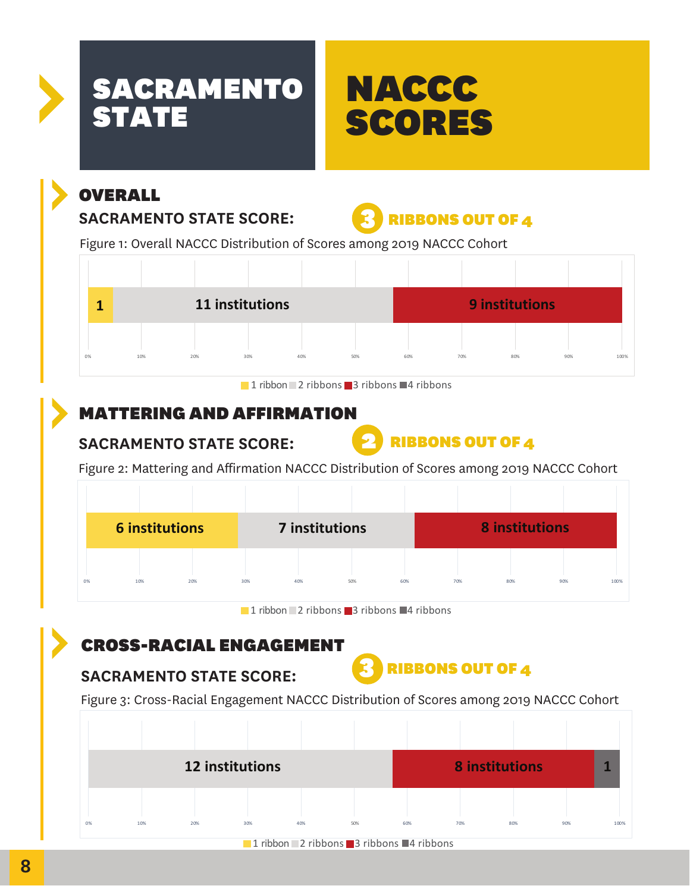# SACRAMENTO STATE

# NACCC SCORES

## OVERALL

**SACRAMENTO STATE SCORE:** 3 RIBBONS OUT OF 4

Figure 1: Overall NACCC Distribution of Scores among 2019 NACCC Cohort

| 1 ribbon | 2 ribbons | 3 ribbons | 4 ribbons |
|---|---|---|---|
| 1 | 11 institutions | 9 institutions | |

## MATTERING AND AFFIRMATION

**SACRAMENTO STATE SCORE:** 2 RIBBONS OUT OF 4

Figure 2: Mattering and Affirmation NACCC Distribution of Scores among 2019 NACCC Cohort

| 1 ribbon | 2 ribbons | 3 ribbons | 4 ribbons |
|---|---|---|---|
| 6 institutions | 7 institutions | 8 institutions | |

## CROSS-RACIAL ENGAGEMENT

**SACRAMENTO STATE SCORE:** 3 RIBBONS OUT OF 4

Figure 3: Cross-Racial Engagement NACCC Distribution of Scores among 2019 NACCC Cohort

| 1 ribbon | 2 ribbons | 3 ribbons | 4 ribbons |
|---|---|---|---|
| | 12 institutions | 8 institutions | 1 |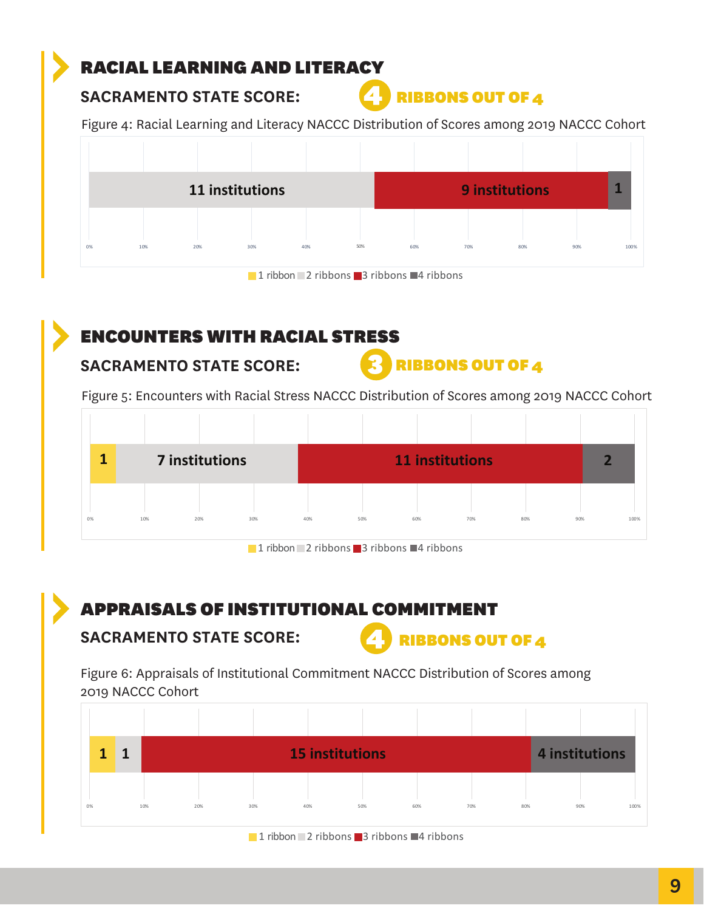## RACIAL LEARNING AND LITERACY

**SACRAMENTO STATE SCORE:** 4 RIBBONS OUT OF 4

Figure 4: Racial Learning and Literacy NACCC Distribution of Scores among 2019 NACCC Cohort

| 1 ribbon | 2 ribbons | 3 ribbons | 4 ribbons |
|---|---|---|---|
| | 11 institutions | 9 institutions | 1 |

## ENCOUNTERS WITH RACIAL STRESS

**SACRAMENTO STATE SCORE:** 3 RIBBONS OUT OF 4

Figure 5: Encounters with Racial Stress NACCC Distribution of Scores among 2019 NACCC Cohort

| 1 ribbon | 2 ribbons | 3 ribbons | 4 ribbons |
|---|---|---|---|
| 1 | 7 institutions | 11 institutions | 2 |

## APPRAISALS OF INSTITUTIONAL COMMITMENT

**SACRAMENTO STATE SCORE:** 4 RIBBONS OUT OF 4

Figure 6: Appraisals of Institutional Commitment NACCC Distribution of Scores among 2019 NACCC Cohort

| 1 ribbon | 2 ribbons | 3 ribbons | 4 ribbons |
|---|---|---|---|
| 1 | 1 | 15 institutions | 4 institutions |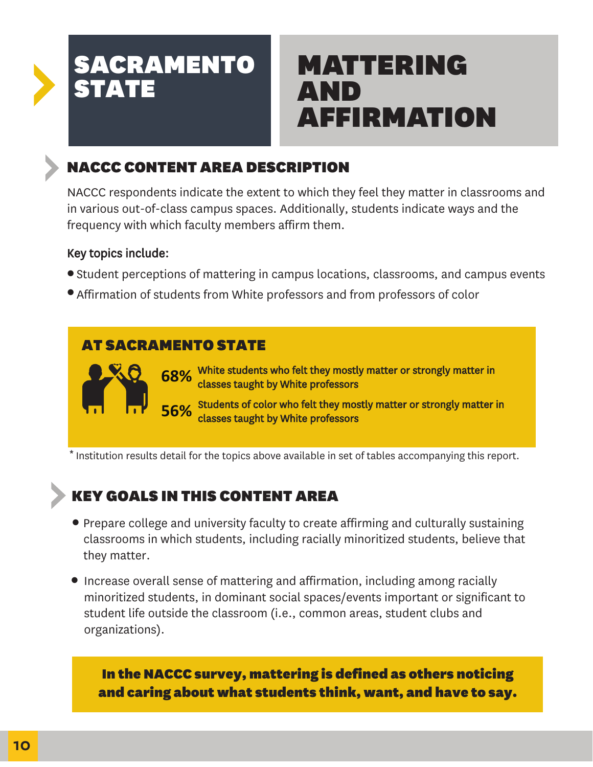# SACRAMENTO STATE

# MATTERING AND AFFIRMATION

## NACCC CONTENT AREA DESCRIPTION

NACCC respondents indicate the extent to which they feel they matter in classrooms and in various out-of-class campus spaces. Additionally, students indicate ways and the frequency with which faculty members affirm them.

Key topics include:

- Student perceptions of mattering in campus locations, classrooms, and campus events
- Affirmation of students from White professors and from professors of color

### AT SACRAMENTO STATE

**68%** White students who felt they mostly matter or strongly matter in classes taught by White professors

**56%** Students of color who felt they mostly matter or strongly matter in classes taught by White professors

* Institution results detail for the topics above available in set of tables accompanying this report.

## KEY GOALS IN THIS CONTENT AREA

- Prepare college and university faculty to create affirming and culturally sustaining classrooms in which students, including racially minoritized students, believe that they matter.
- Increase overall sense of mattering and affirmation, including among racially minoritized students, in dominant social spaces/events important or significant to student life outside the classroom (i.e., common areas, student clubs and organizations).

**In the NACCC survey, mattering is defined as others noticing and caring about what students think, want, and have to say.**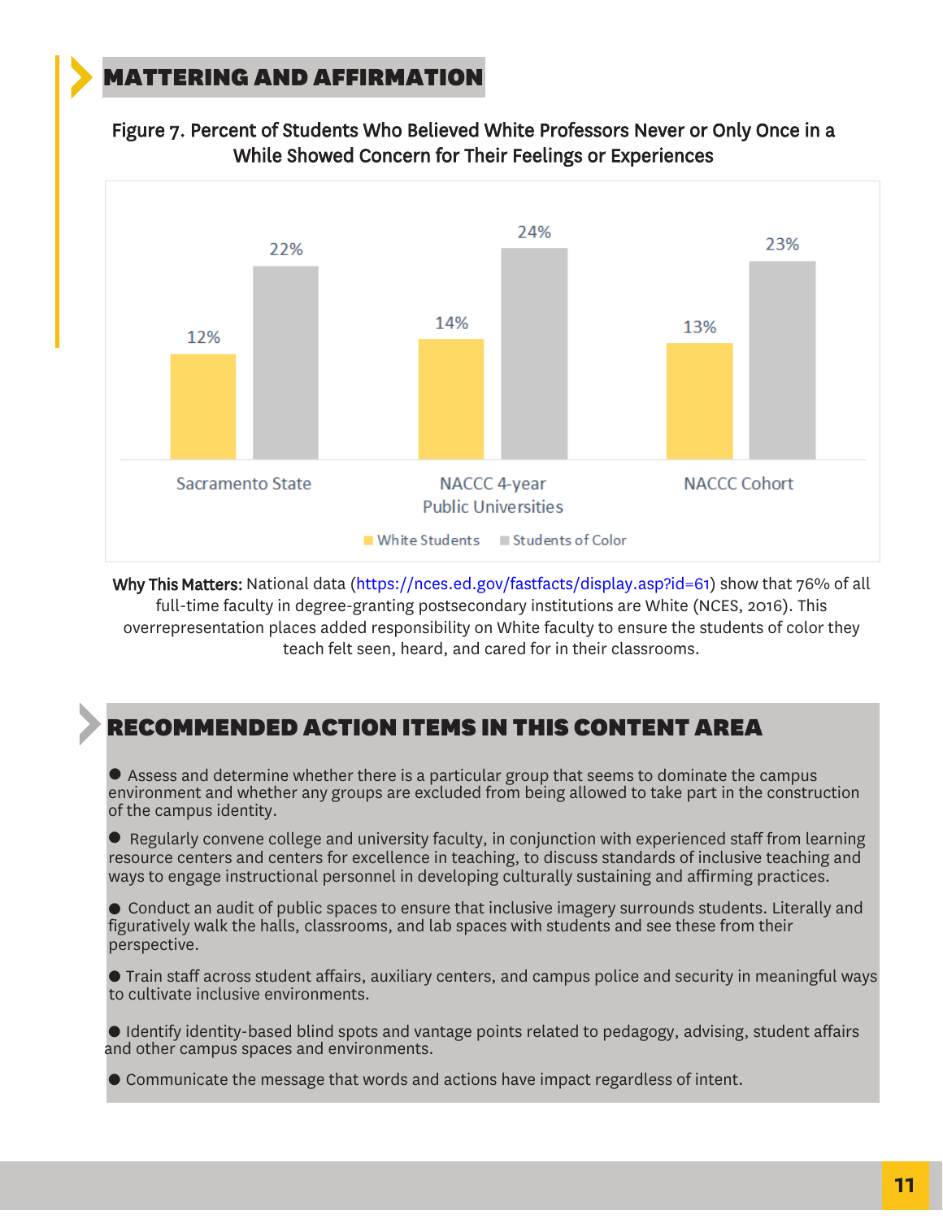## MATTERING AND AFFIRMATION

Figure 7. Percent of Students Who Believed White Professors Never or Only Once in a While Showed Concern for Their Feelings or Experiences

| | White Students | Students of Color |
|---|---|---|
| Sacramento State | 12% | 22% |
| NACCC 4-year Public Universities | 14% | 24% |
| NACCC Cohort | 13% | 23% |

**Why This Matters:** National data (https://nces.ed.gov/fastfacts/display.asp?id=61) show that 76% of all full-time faculty in degree-granting postsecondary institutions are White (NCES, 2016). This overrepresentation places added responsibility on White faculty to ensure the students of color they teach felt seen, heard, and cared for in their classrooms.

## RECOMMENDED ACTION ITEMS IN THIS CONTENT AREA

- Assess and determine whether there is a particular group that seems to dominate the campus environment and whether any groups are excluded from being allowed to take part in the construction of the campus identity.
- Regularly convene college and university faculty, in conjunction with experienced staff from learning resource centers and centers for excellence in teaching, to discuss standards of inclusive teaching and ways to engage instructional personnel in developing culturally sustaining and affirming practices.
- Conduct an audit of public spaces to ensure that inclusive imagery surrounds students. Literally and figuratively walk the halls, classrooms, and lab spaces with students and see these from their perspective.
- Train staff across student affairs, auxiliary centers, and campus police and security in meaningful ways to cultivate inclusive environments.
- Identify identity-based blind spots and vantage points related to pedagogy, advising, student affairs and other campus spaces and environments.
- Communicate the message that words and actions have impact regardless of intent.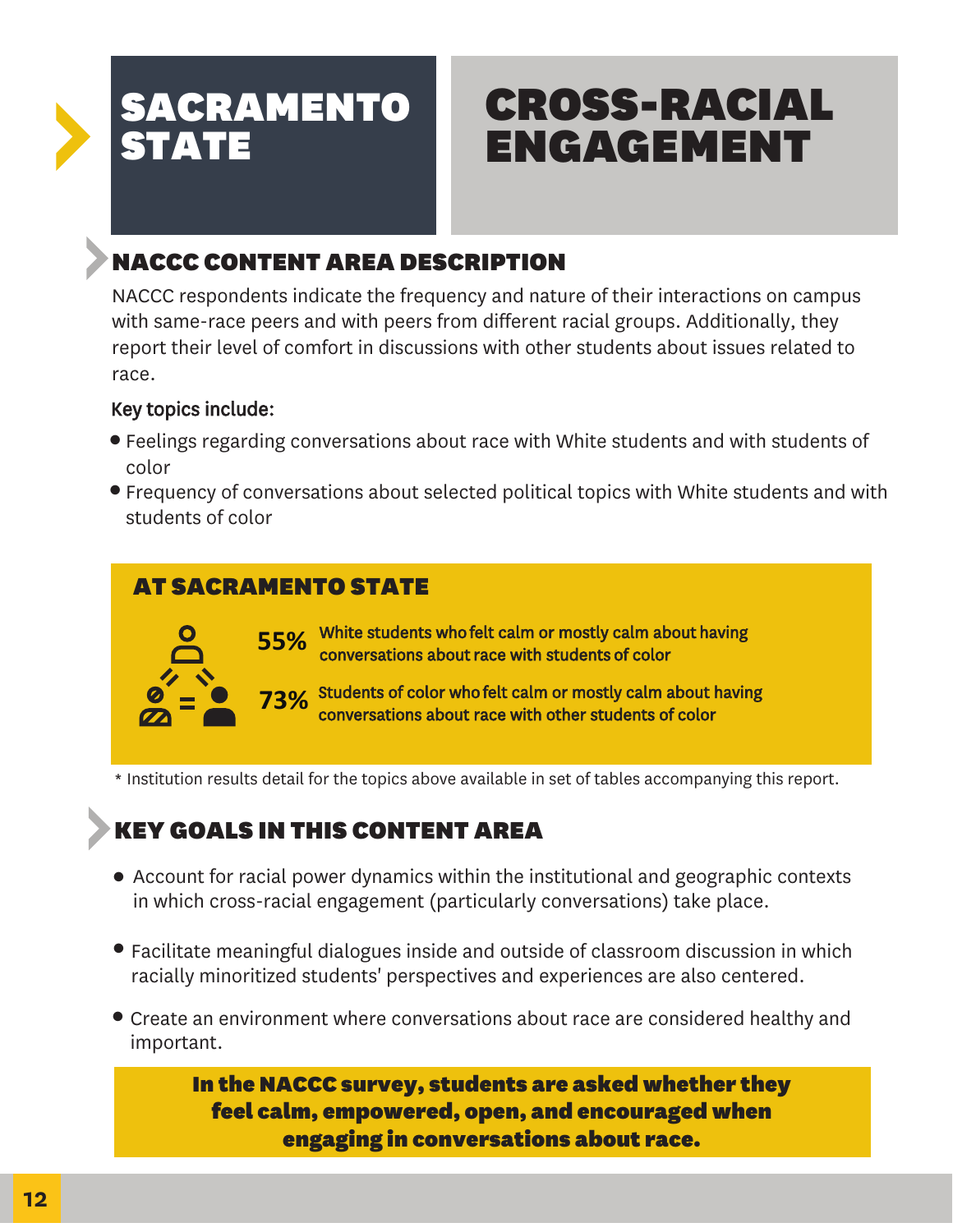# SACRAMENTO STATE

# CROSS-RACIAL ENGAGEMENT

## NACCC CONTENT AREA DESCRIPTION

NACCC respondents indicate the frequency and nature of their interactions on campus with same-race peers and with peers from different racial groups. Additionally, they report their level of comfort in discussions with other students about issues related to race.

**Key topics include:**

- Feelings regarding conversations about race with White students and with students of color
- Frequency of conversations about selected political topics with White students and with students of color

## AT SACRAMENTO STATE

**55%** White students who felt calm or mostly calm about having conversations about race with students of color

**73%** Students of color who felt calm or mostly calm about having conversations about race with other students of color

* Institution results detail for the topics above available in set of tables accompanying this report.

## KEY GOALS IN THIS CONTENT AREA

- Account for racial power dynamics within the institutional and geographic contexts in which cross-racial engagement (particularly conversations) take place.
- Facilitate meaningful dialogues inside and outside of classroom discussion in which racially minoritized students' perspectives and experiences are also centered.
- Create an environment where conversations about race are considered healthy and important.

**In the NACCC survey, students are asked whether they feel calm, empowered, open, and encouraged when engaging in conversations about race.**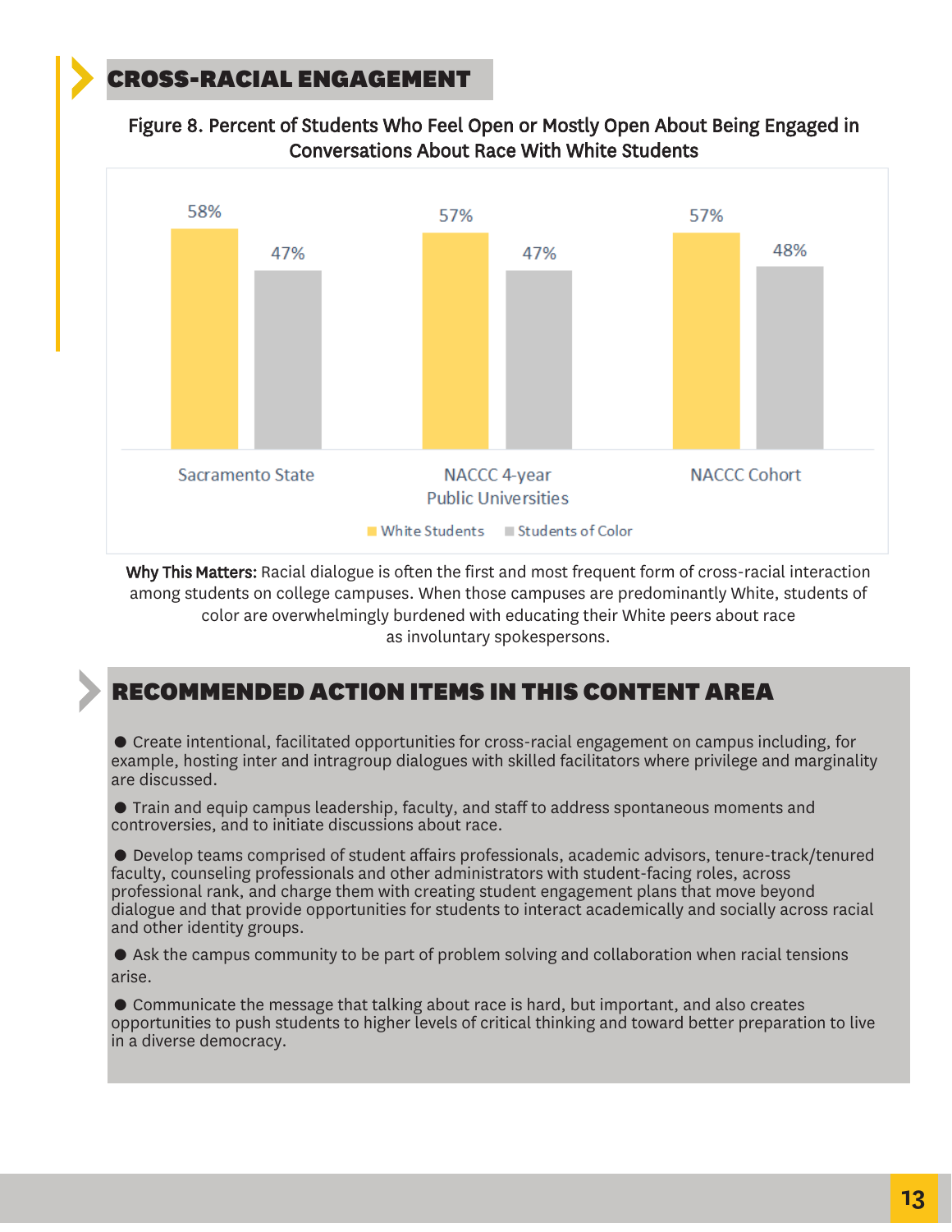## CROSS-RACIAL ENGAGEMENT

Figure 8. Percent of Students Who Feel Open or Mostly Open About Being Engaged in Conversations About Race With White Students

| | White Students | Students of Color |
|---|---|---|
| Sacramento State | 58% | 47% |
| NACCC 4-year Public Universities | 57% | 47% |
| NACCC Cohort | 57% | 48% |

**Why This Matters:** Racial dialogue is often the first and most frequent form of cross-racial interaction among students on college campuses. When those campuses are predominantly White, students of color are overwhelmingly burdened with educating their White peers about race as involuntary spokespersons.

## RECOMMENDED ACTION ITEMS IN THIS CONTENT AREA

- Create intentional, facilitated opportunities for cross-racial engagement on campus including, for example, hosting inter and intragroup dialogues with skilled facilitators where privilege and marginality are discussed.
- Train and equip campus leadership, faculty, and staff to address spontaneous moments and controversies, and to initiate discussions about race.
- Develop teams comprised of student affairs professionals, academic advisors, tenure-track/tenured faculty, counseling professionals and other administrators with student-facing roles, across professional rank, and charge them with creating student engagement plans that move beyond dialogue and that provide opportunities for students to interact academically and socially across racial and other identity groups.
- Ask the campus community to be part of problem solving and collaboration when racial tensions arise.
- Communicate the message that talking about race is hard, but important, and also creates opportunities to push students to higher levels of critical thinking and toward better preparation to live in a diverse democracy.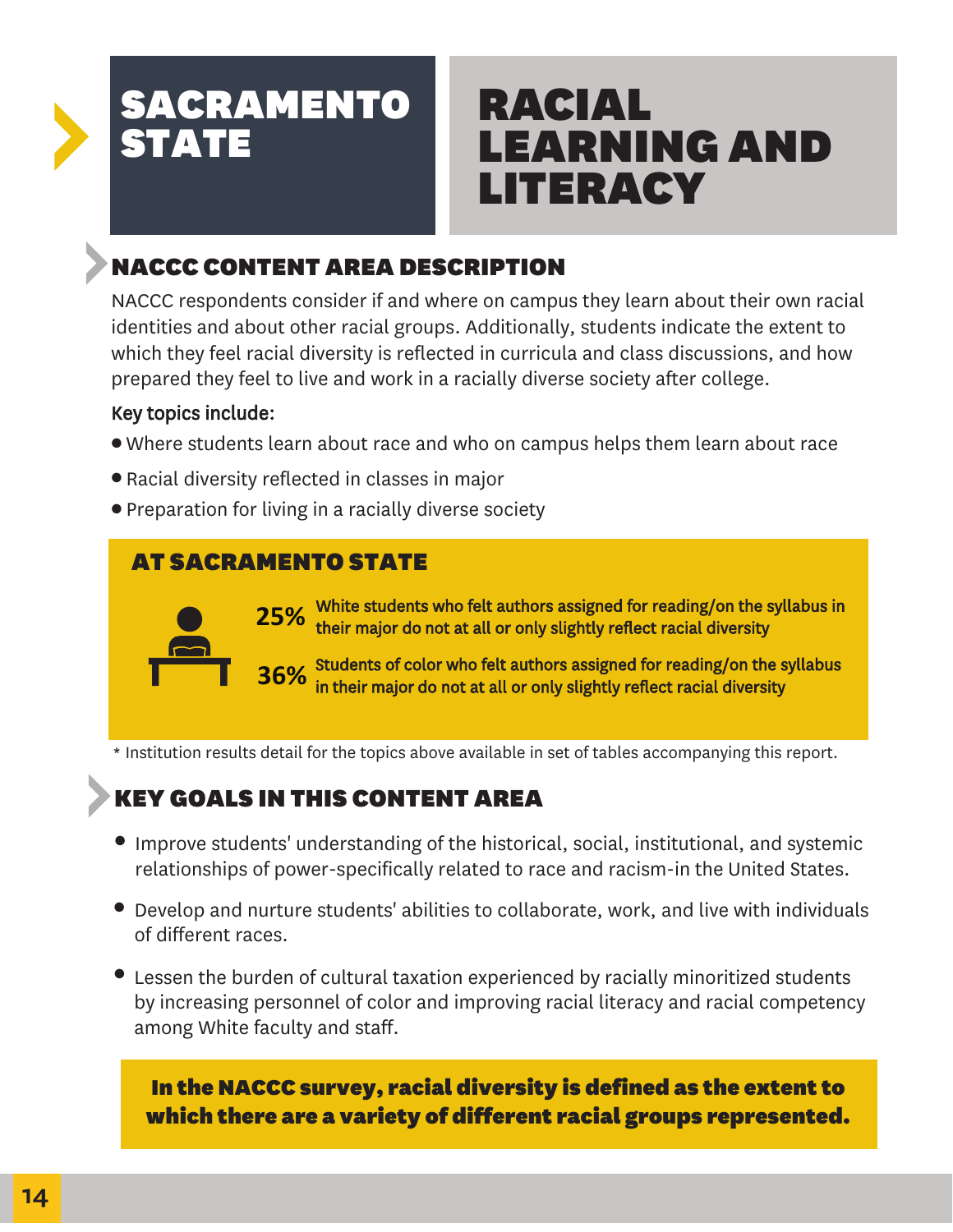# SACRAMENTO STATE

# RACIAL LEARNING AND LITERACY

## NACCC CONTENT AREA DESCRIPTION

NACCC respondents consider if and where on campus they learn about their own racial identities and about other racial groups. Additionally, students indicate the extent to which they feel racial diversity is reflected in curricula and class discussions, and how prepared they feel to live and work in a racially diverse society after college.

Key topics include:

- Where students learn about race and who on campus helps them learn about race
- Racial diversity reflected in classes in major
- Preparation for living in a racially diverse society

### AT SACRAMENTO STATE

**25%** White students who felt authors assigned for reading/on the syllabus in their major do not at all or only slightly reflect racial diversity

**36%** Students of color who felt authors assigned for reading/on the syllabus in their major do not at all or only slightly reflect racial diversity

* Institution results detail for the topics above available in set of tables accompanying this report.

## KEY GOALS IN THIS CONTENT AREA

- Improve students' understanding of the historical, social, institutional, and systemic relationships of power-specifically related to race and racism-in the United States.
- Develop and nurture students' abilities to collaborate, work, and live with individuals of different races.
- Lessen the burden of cultural taxation experienced by racially minoritized students by increasing personnel of color and improving racial literacy and racial competency among White faculty and staff.

**In the NACCC survey, racial diversity is defined as the extent to which there are a variety of different racial groups represented.**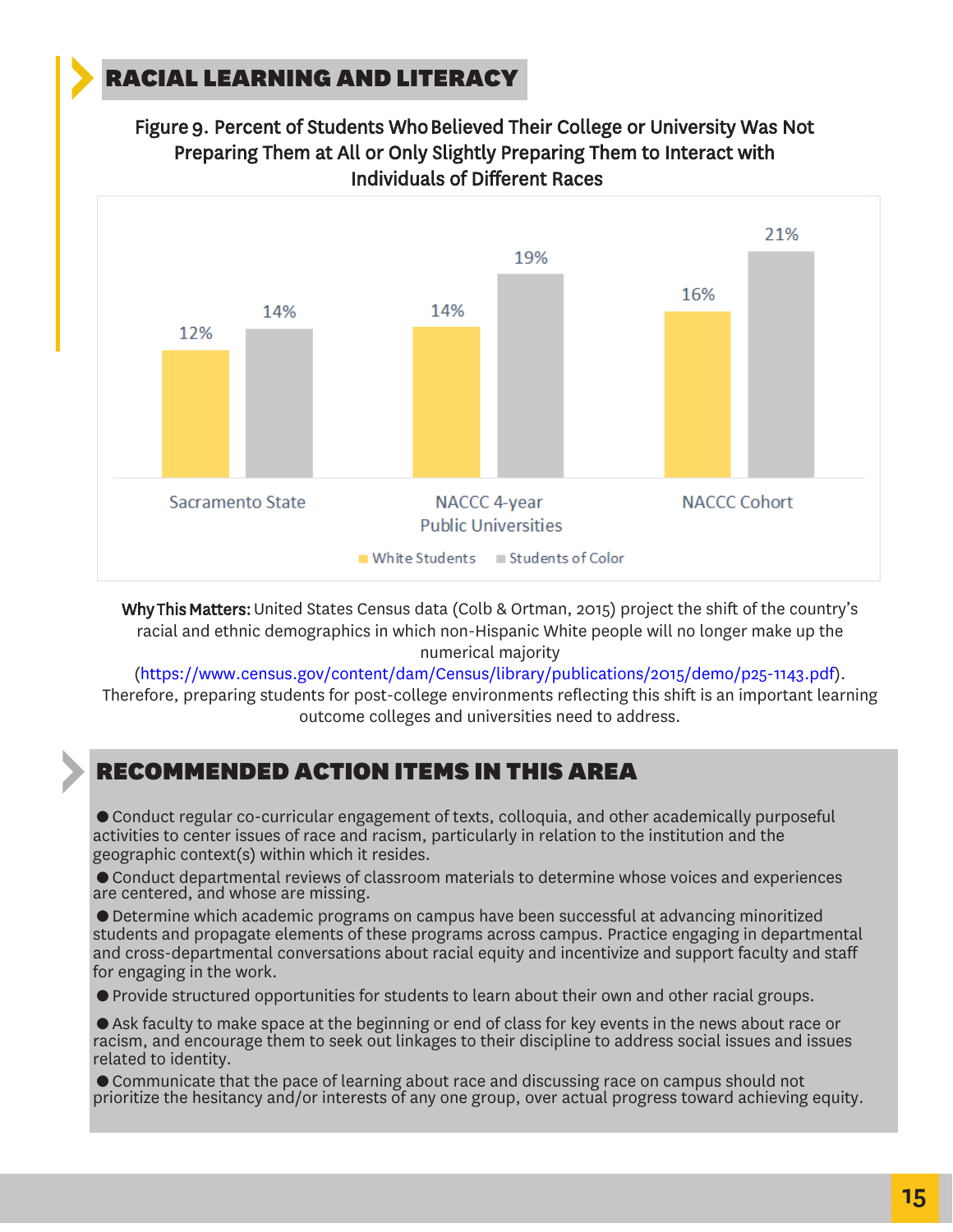## RACIAL LEARNING AND LITERACY

Figure 9. Percent of Students Who Believed Their College or University Was Not Preparing Them at All or Only Slightly Preparing Them to Interact with Individuals of Different Races

| | White Students | Students of Color |
|---|---|---|
| Sacramento State | 12% | 14% |
| NACCC 4-year Public Universities | 14% | 19% |
| NACCC Cohort | 16% | 21% |

**Why This Matters:** United States Census data (Colb & Ortman, 2015) project the shift of the country's racial and ethnic demographics in which non-Hispanic White people will no longer make up the numerical majority (https://www.census.gov/content/dam/Census/library/publications/2015/demo/p25-1143.pdf). Therefore, preparing students for post-college environments reflecting this shift is an important learning outcome colleges and universities need to address.

## RECOMMENDED ACTION ITEMS IN THIS AREA

- Conduct regular co-curricular engagement of texts, colloquia, and other academically purposeful activities to center issues of race and racism, particularly in relation to the institution and the geographic context(s) within which it resides.
- Conduct departmental reviews of classroom materials to determine whose voices and experiences are centered, and whose are missing.
- Determine which academic programs on campus have been successful at advancing minoritized students and propagate elements of these programs across campus. Practice engaging in departmental and cross-departmental conversations about racial equity and incentivize and support faculty and staff for engaging in the work.
- Provide structured opportunities for students to learn about their own and other racial groups.
- Ask faculty to make space at the beginning or end of class for key events in the news about race or racism, and encourage them to seek out linkages to their discipline to address social issues and issues related to identity.
- Communicate that the pace of learning about race and discussing race on campus should not prioritize the hesitancy and/or interests of any one group, over actual progress toward achieving equity.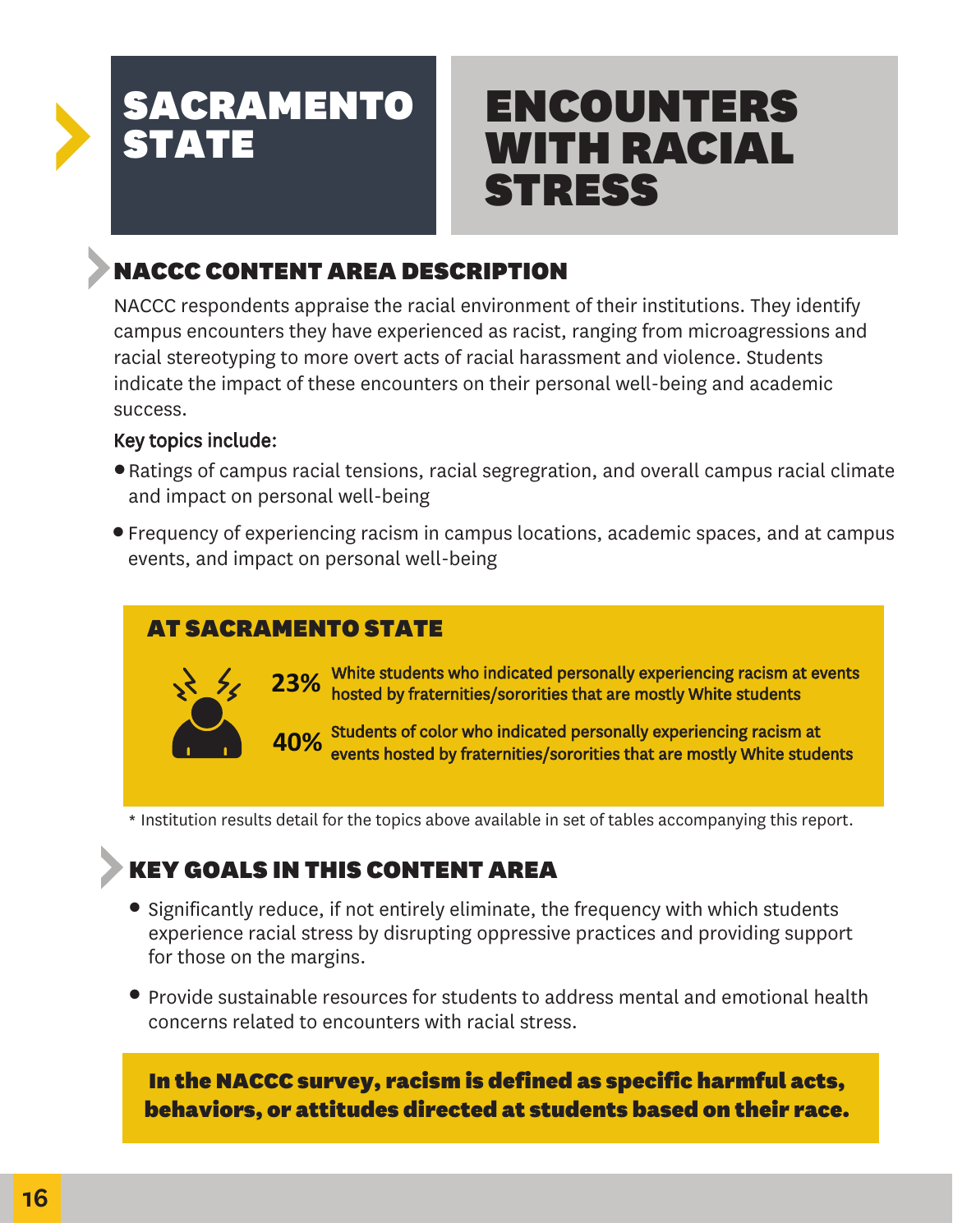# SACRAMENTO STATE

# ENCOUNTERS WITH RACIAL STRESS

## NACCC CONTENT AREA DESCRIPTION

NACCC respondents appraise the racial environment of their institutions. They identify campus encounters they have experienced as racist, ranging from microagressions and racial stereotyping to more overt acts of racial harassment and violence. Students indicate the impact of these encounters on their personal well-being and academic success.

**Key topics include:**

- Ratings of campus racial tensions, racial segregration, and overall campus racial climate and impact on personal well-being
- Frequency of experiencing racism in campus locations, academic spaces, and at campus events, and impact on personal well-being

### AT SACRAMENTO STATE

**23%** White students who indicated personally experiencing racism at events hosted by fraternities/sororities that are mostly White students

**40%** Students of color who indicated personally experiencing racism at events hosted by fraternities/sororities that are mostly White students

\* Institution results detail for the topics above available in set of tables accompanying this report.

## KEY GOALS IN THIS CONTENT AREA

- Significantly reduce, if not entirely eliminate, the frequency with which students experience racial stress by disrupting oppressive practices and providing support for those on the margins.
- Provide sustainable resources for students to address mental and emotional health concerns related to encounters with racial stress.

**In the NACCC survey, racism is defined as specific harmful acts, behaviors, or attitudes directed at students based on their race.**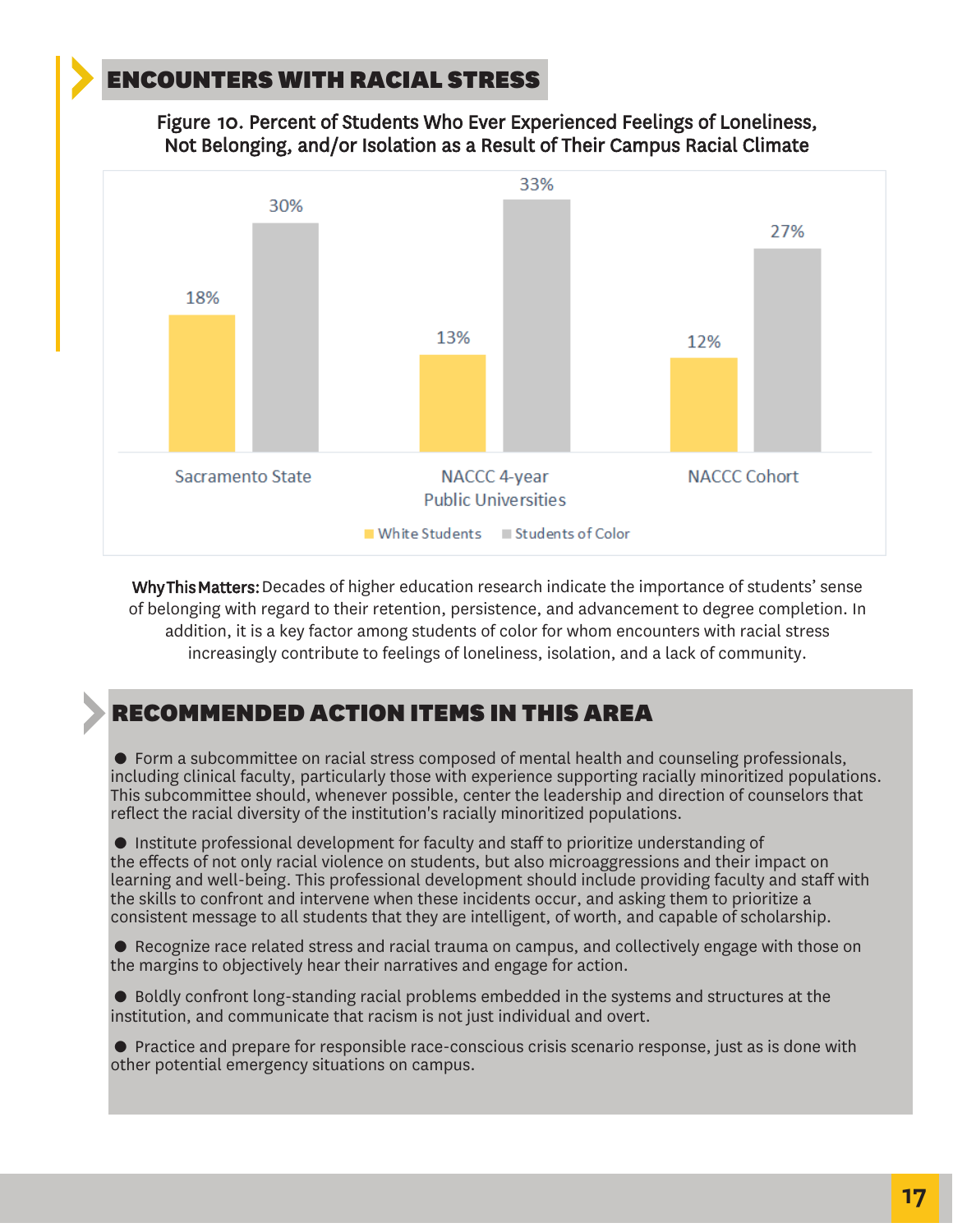## ENCOUNTERS WITH RACIAL STRESS

**Figure 10. Percent of Students Who Ever Experienced Feelings of Loneliness, Not Belonging, and/or Isolation as a Result of Their Campus Racial Climate**

| | White Students | Students of Color |
|---|---|---|
| Sacramento State | 18% | 30% |
| NACCC 4-year Public Universities | 13% | 33% |
| NACCC Cohort | 12% | 27% |

**Why This Matters:** Decades of higher education research indicate the importance of students' sense of belonging with regard to their retention, persistence, and advancement to degree completion. In addition, it is a key factor among students of color for whom encounters with racial stress increasingly contribute to feelings of loneliness, isolation, and a lack of community.

## RECOMMENDED ACTION ITEMS IN THIS AREA

- Form a subcommittee on racial stress composed of mental health and counseling professionals, including clinical faculty, particularly those with experience supporting racially minoritized populations. This subcommittee should, whenever possible, center the leadership and direction of counselors that reflect the racial diversity of the institution's racially minoritized populations.
- Institute professional development for faculty and staff to prioritize understanding of the effects of not only racial violence on students, but also microaggressions and their impact on learning and well-being. This professional development should include providing faculty and staff with the skills to confront and intervene when these incidents occur, and asking them to prioritize a consistent message to all students that they are intelligent, of worth, and capable of scholarship.
- Recognize race related stress and racial trauma on campus, and collectively engage with those on the margins to objectively hear their narratives and engage for action.
- Boldly confront long-standing racial problems embedded in the systems and structures at the institution, and communicate that racism is not just individual and overt.
- Practice and prepare for responsible race-conscious crisis scenario response, just as is done with other potential emergency situations on campus.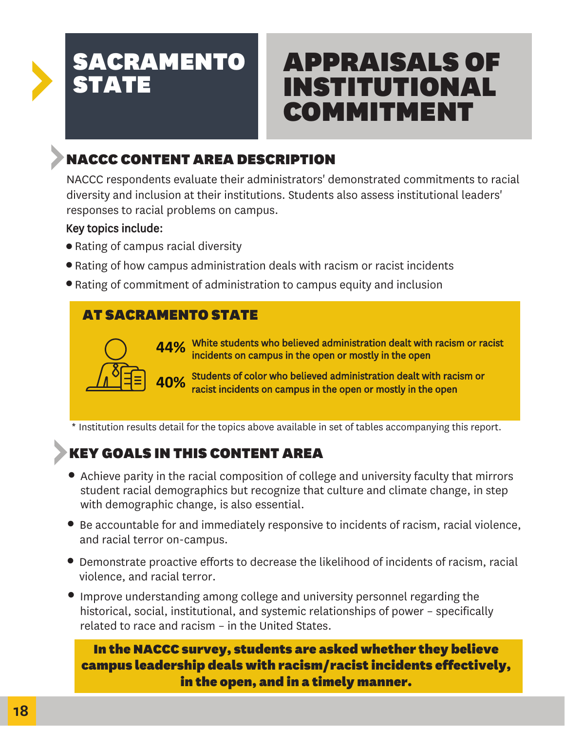# SACRAMENTO STATE

# APPRAISALS OF INSTITUTIONAL COMMITMENT

## NACCC CONTENT AREA DESCRIPTION

NACCC respondents evaluate their administrators' demonstrated commitments to racial diversity and inclusion at their institutions. Students also assess institutional leaders' responses to racial problems on campus.

Key topics include:

- Rating of campus racial diversity
- Rating of how campus administration deals with racism or racist incidents
- Rating of commitment of administration to campus equity and inclusion

## AT SACRAMENTO STATE

**44%** White students who believed administration dealt with racism or racist incidents on campus in the open or mostly in the open

**40%** Students of color who believed administration dealt with racism or racist incidents on campus in the open or mostly in the open

* Institution results detail for the topics above available in set of tables accompanying this report.

## KEY GOALS IN THIS CONTENT AREA

- Achieve parity in the racial composition of college and university faculty that mirrors student racial demographics but recognize that culture and climate change, in step with demographic change, is also essential.
- Be accountable for and immediately responsive to incidents of racism, racial violence, and racial terror on-campus.
- Demonstrate proactive efforts to decrease the likelihood of incidents of racism, racial violence, and racial terror.
- Improve understanding among college and university personnel regarding the historical, social, institutional, and systemic relationships of power – specifically related to race and racism – in the United States.

**In the NACCC survey, students are asked whether they believe campus leadership deals with racism/racist incidents effectively, in the open, and in a timely manner.**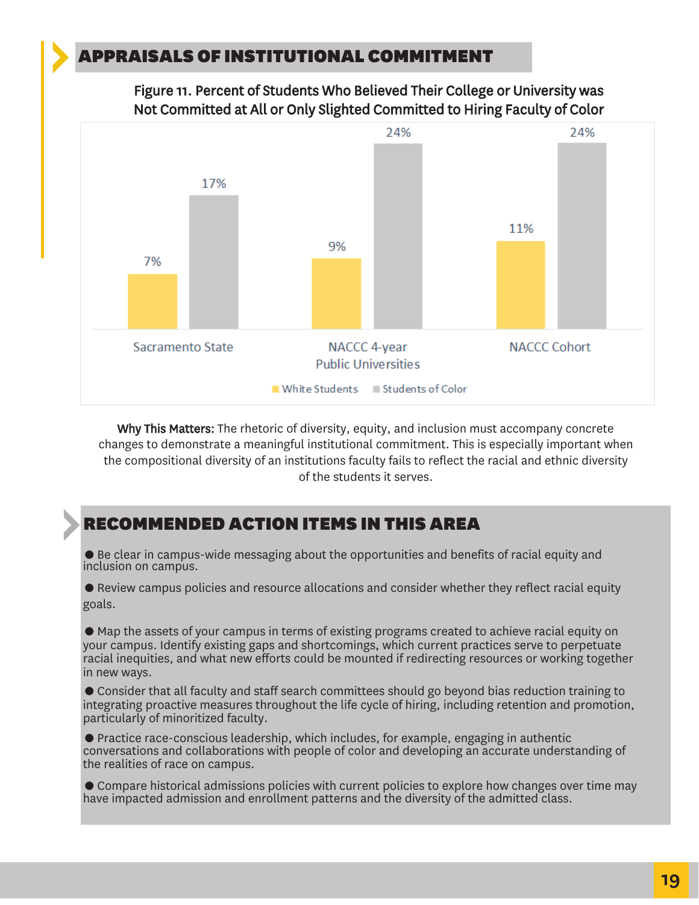## APPRAISALS OF INSTITUTIONAL COMMITMENT

Figure 11. Percent of Students Who Believed Their College or University was Not Committed at All or Only Slighted Committed to Hiring Faculty of Color

| | White Students | Students of Color |
|---|---|---|
| Sacramento State | 7% | 17% |
| NACCC 4-year Public Universities | 9% | 24% |
| NACCC Cohort | 11% | 24% |

**Why This Matters:** The rhetoric of diversity, equity, and inclusion must accompany concrete changes to demonstrate a meaningful institutional commitment. This is especially important when the compositional diversity of an institutions faculty fails to reflect the racial and ethnic diversity of the students it serves.

## RECOMMENDED ACTION ITEMS IN THIS AREA

- Be clear in campus-wide messaging about the opportunities and benefits of racial equity and inclusion on campus.
- Review campus policies and resource allocations and consider whether they reflect racial equity goals.
- Map the assets of your campus in terms of existing programs created to achieve racial equity on your campus. Identify existing gaps and shortcomings, which current practices serve to perpetuate racial inequities, and what new efforts could be mounted if redirecting resources or working together in new ways.
- Consider that all faculty and staff search committees should go beyond bias reduction training to integrating proactive measures throughout the life cycle of hiring, including retention and promotion, particularly of minoritized faculty.
- Practice race-conscious leadership, which includes, for example, engaging in authentic conversations and collaborations with people of color and developing an accurate understanding of the realities of race on campus.
- Compare historical admissions policies with current policies to explore how changes over time may have impacted admission and enrollment patterns and the diversity of the admitted class.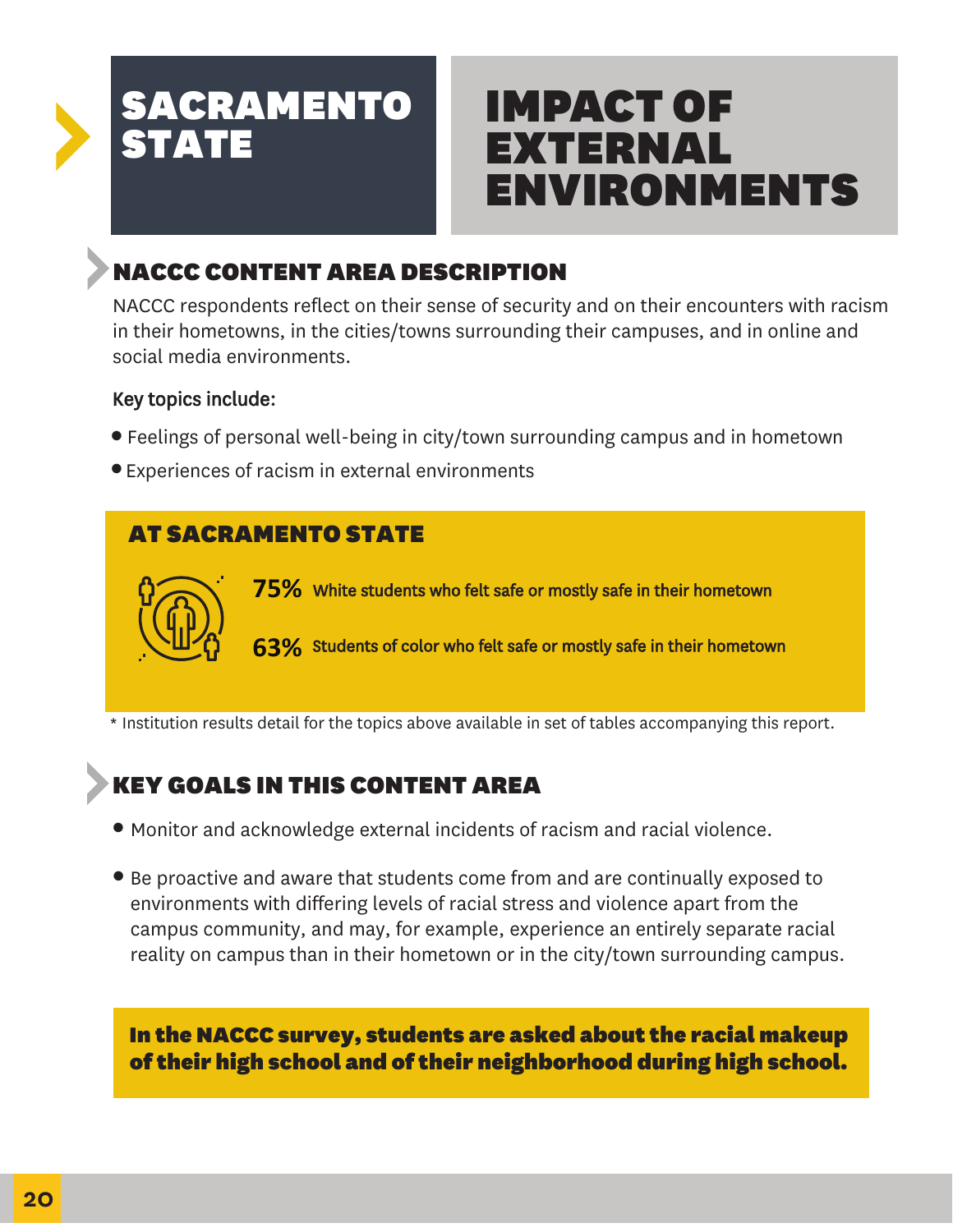# SACRAMENTO STATE

# IMPACT OF EXTERNAL ENVIRONMENTS

## NACCC CONTENT AREA DESCRIPTION

NACCC respondents reflect on their sense of security and on their encounters with racism in their hometowns, in the cities/towns surrounding their campuses, and in online and social media environments.

Key topics include:

- Feelings of personal well-being in city/town surrounding campus and in hometown
- Experiences of racism in external environments

### AT SACRAMENTO STATE

**75%** White students who felt safe or mostly safe in their hometown

**63%** Students of color who felt safe or mostly safe in their hometown

* Institution results detail for the topics above available in set of tables accompanying this report.

## KEY GOALS IN THIS CONTENT AREA

- Monitor and acknowledge external incidents of racism and racial violence.
- Be proactive and aware that students come from and are continually exposed to environments with differing levels of racial stress and violence apart from the campus community, and may, for example, experience an entirely separate racial reality on campus than in their hometown or in the city/town surrounding campus.

**In the NACCC survey, students are asked about the racial makeup of their high school and of their neighborhood during high school.**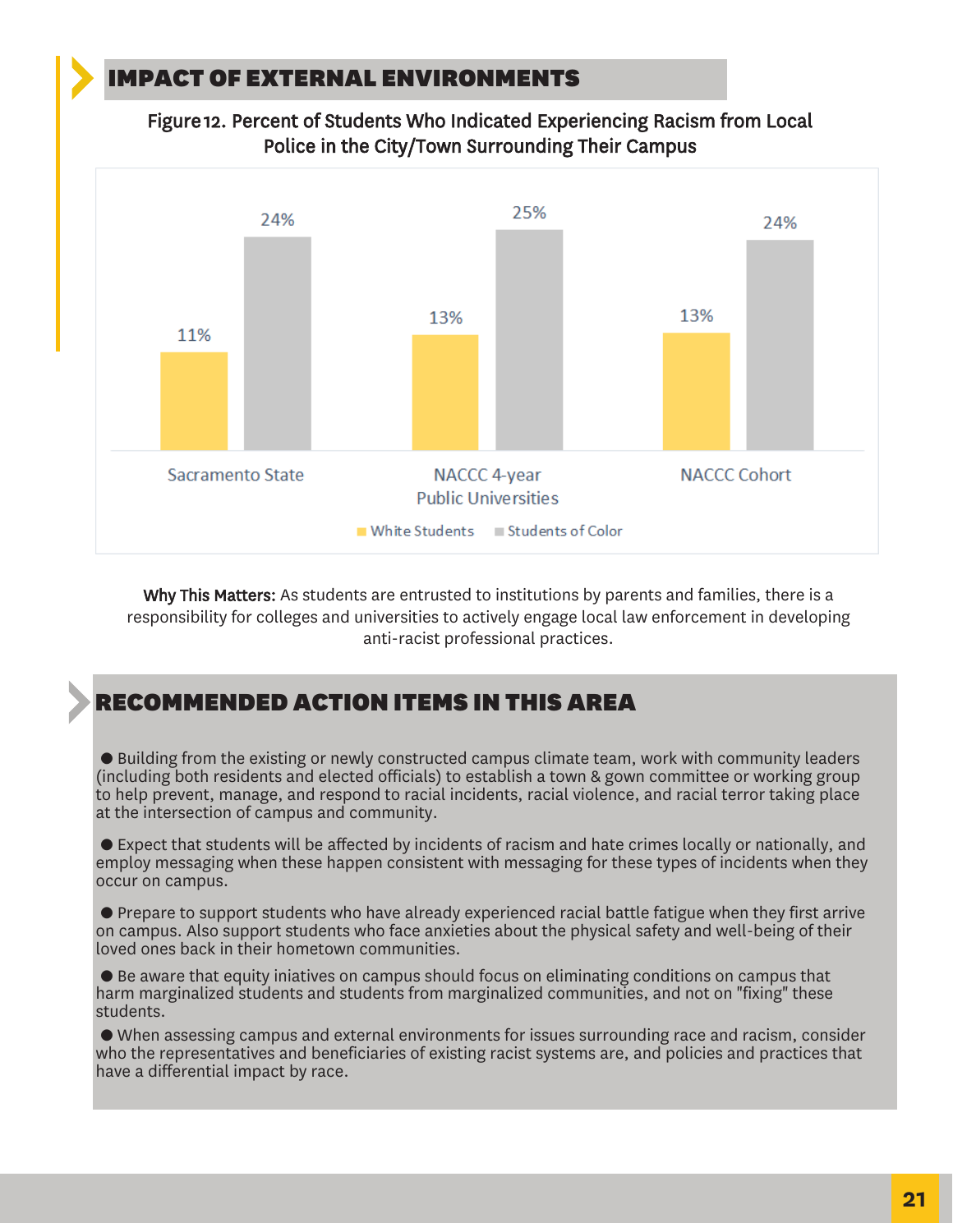## IMPACT OF EXTERNAL ENVIRONMENTS

Figure 12. Percent of Students Who Indicated Experiencing Racism from Local Police in the City/Town Surrounding Their Campus

| | White Students | Students of Color |
|---|---|---|
| Sacramento State | 11% | 24% |
| NACCC 4-year Public Universities | 13% | 25% |
| NACCC Cohort | 13% | 24% |

**Why This Matters:** As students are entrusted to institutions by parents and families, there is a responsibility for colleges and universities to actively engage local law enforcement in developing anti-racist professional practices.

## RECOMMENDED ACTION ITEMS IN THIS AREA

- Building from the existing or newly constructed campus climate team, work with community leaders (including both residents and elected officials) to establish a town & gown committee or working group to help prevent, manage, and respond to racial incidents, racial violence, and racial terror taking place at the intersection of campus and community.
- Expect that students will be affected by incidents of racism and hate crimes locally or nationally, and employ messaging when these happen consistent with messaging for these types of incidents when they occur on campus.
- Prepare to support students who have already experienced racial battle fatigue when they first arrive on campus. Also support students who face anxieties about the physical safety and well-being of their loved ones back in their hometown communities.
- Be aware that equity iniatives on campus should focus on eliminating conditions on campus that harm marginalized students and students from marginalized communities, and not on "fixing" these students.
- When assessing campus and external environments for issues surrounding race and racism, consider who the representatives and beneficiaries of existing racist systems are, and policies and practices that have a differential impact by race.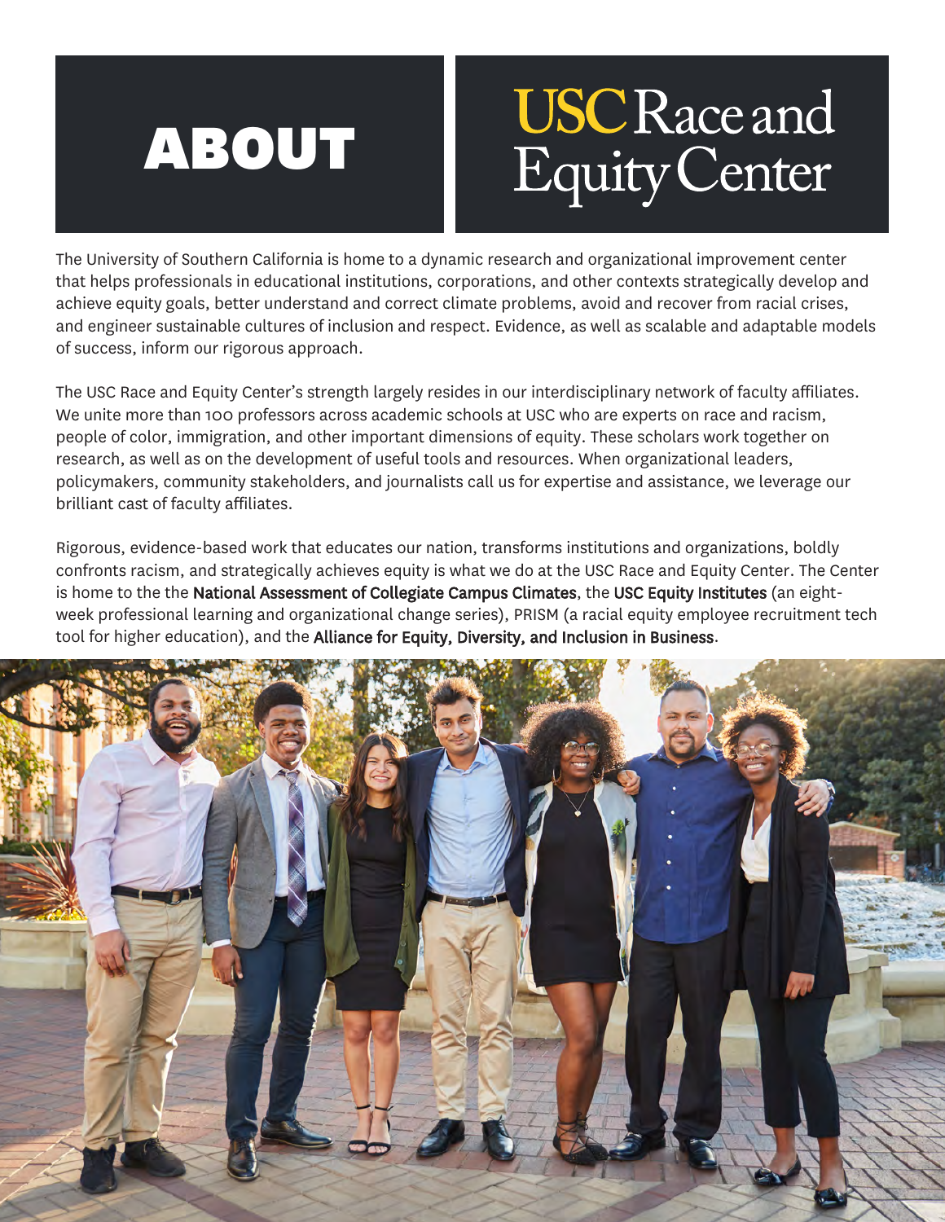# ABOUT

# USC Race and Equity Center

The University of Southern California is home to a dynamic research and organizational improvement center that helps professionals in educational institutions, corporations, and other contexts strategically develop and achieve equity goals, better understand and correct climate problems, avoid and recover from racial crises, and engineer sustainable cultures of inclusion and respect. Evidence, as well as scalable and adaptable models of success, inform our rigorous approach.

The USC Race and Equity Center's strength largely resides in our interdisciplinary network of faculty affiliates. We unite more than 100 professors across academic schools at USC who are experts on race and racism, people of color, immigration, and other important dimensions of equity. These scholars work together on research, as well as on the development of useful tools and resources. When organizational leaders, policymakers, community stakeholders, and journalists call us for expertise and assistance, we leverage our brilliant cast of faculty affiliates.

Rigorous, evidence-based work that educates our nation, transforms institutions and organizations, boldly confronts racism, and strategically achieves equity is what we do at the USC Race and Equity Center. The Center is home to the the **National Assessment of Collegiate Campus Climates**, the **USC Equity Institutes** (an eight-week professional learning and organizational change series), PRISM (a racial equity employee recruitment tech tool for higher education), and the **Alliance for Equity, Diversity, and Inclusion in Business**.